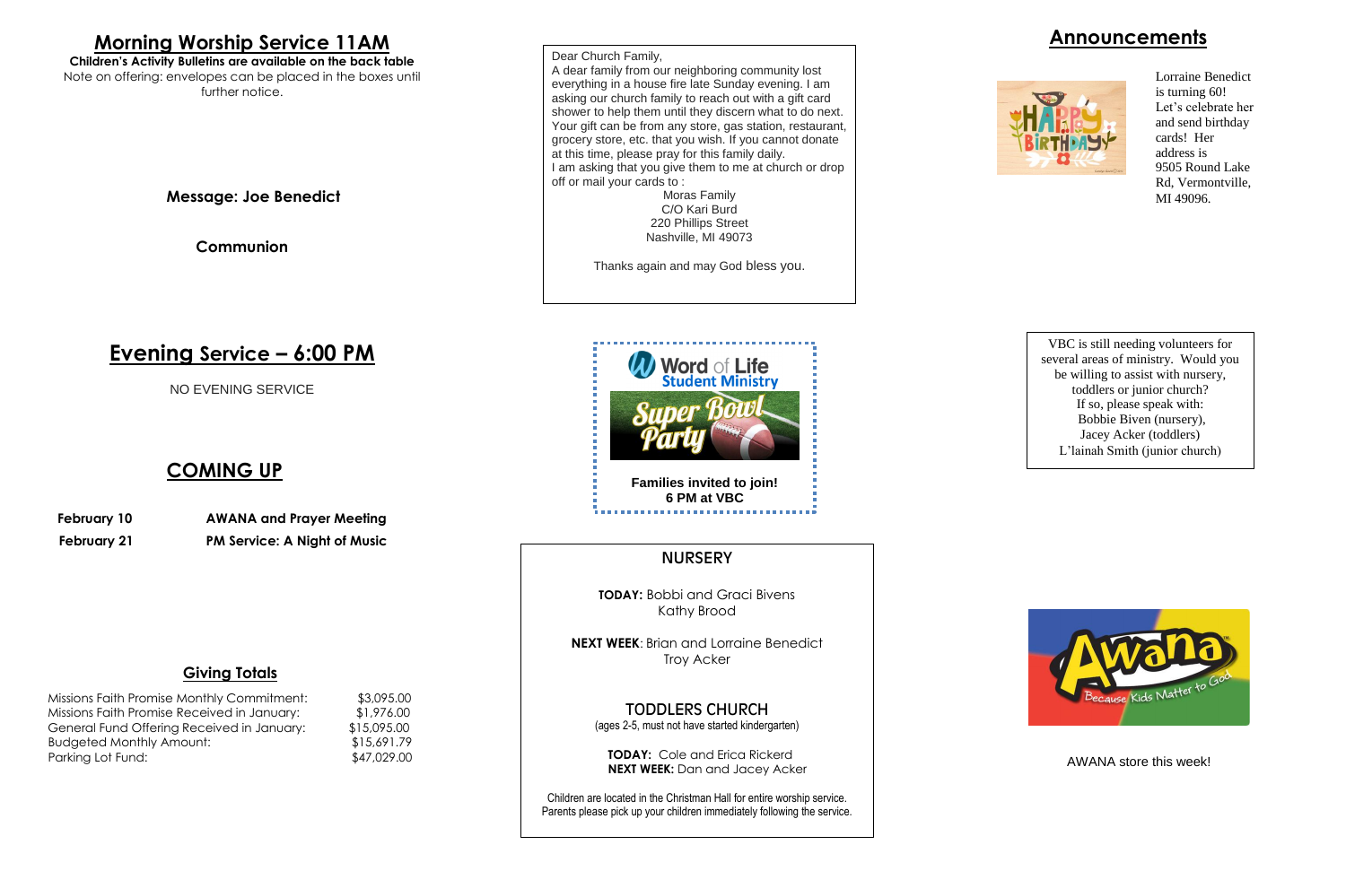## Morning Worship Service 11AM

**Children's Activity Bulletins are available on the back table**

Note on offering: envelopes can be placed in the boxes until further notice.

**Message: Joe Benedict**

**Communion**

## Evening Service – 6:00 PM

NO EVENING SERVICE

## COMING UP

| | |
|---|---|
| **February 10** | **AWANA and Prayer Meeting** |
| **February 21** | **PM Service: A Night of Music** |

### Giving Totals

| | |
|---|---|
| Missions Faith Promise Monthly Commitment: | $3,095.00 |
| Missions Faith Promise Received in January: | $1,976.00 |
| General Fund Offering Received in January: | $15,095.00 |
| Budgeted Monthly Amount: | $15,691.79 |
| Parking Lot Fund: | $47,029.00 |

Dear Church Family,

A dear family from our neighboring community lost everything in a house fire late Sunday evening. I am asking our church family to reach out with a gift card shower to help them until they discern what to do next. Your gift can be from any store, gas station, restaurant, grocery store, etc. that you wish. If you cannot donate at this time, please pray for this family daily.

I am asking that you give them to me at church or drop off or mail your cards to :

Moras Family
C/O Kari Burd
220 Phillips Street
Nashville, MI 49073

Thanks again and may God bless you.

Word of Life Student Ministry

Super Bowl Party

**Families invited to join!**
**6 PM at VBC**

### NURSERY

**TODAY:** Bobbi and Graci Bivens
Kathy Brood

**NEXT WEEK**: Brian and Lorraine Benedict
Troy Acker

### TODDLERS CHURCH

(ages 2-5, must not have started kindergarten)

**TODAY:** Cole and Erica Rickerd
**NEXT WEEK:** Dan and Jacey Acker

Children are located in the Christman Hall for entire worship service. Parents please pick up your children immediately following the service.

## Announcements

Lorraine Benedict is turning 60! Let's celebrate her and send birthday cards! Her address is 9505 Round Lake Rd, Vermontville, MI 49096.

VBC is still needing volunteers for several areas of ministry. Would you be willing to assist with nursery, toddlers or junior church? If so, please speak with:
Bobbie Biven (nursery),
Jacey Acker (toddlers)
L'lainah Smith (junior church)

AWANA store this week!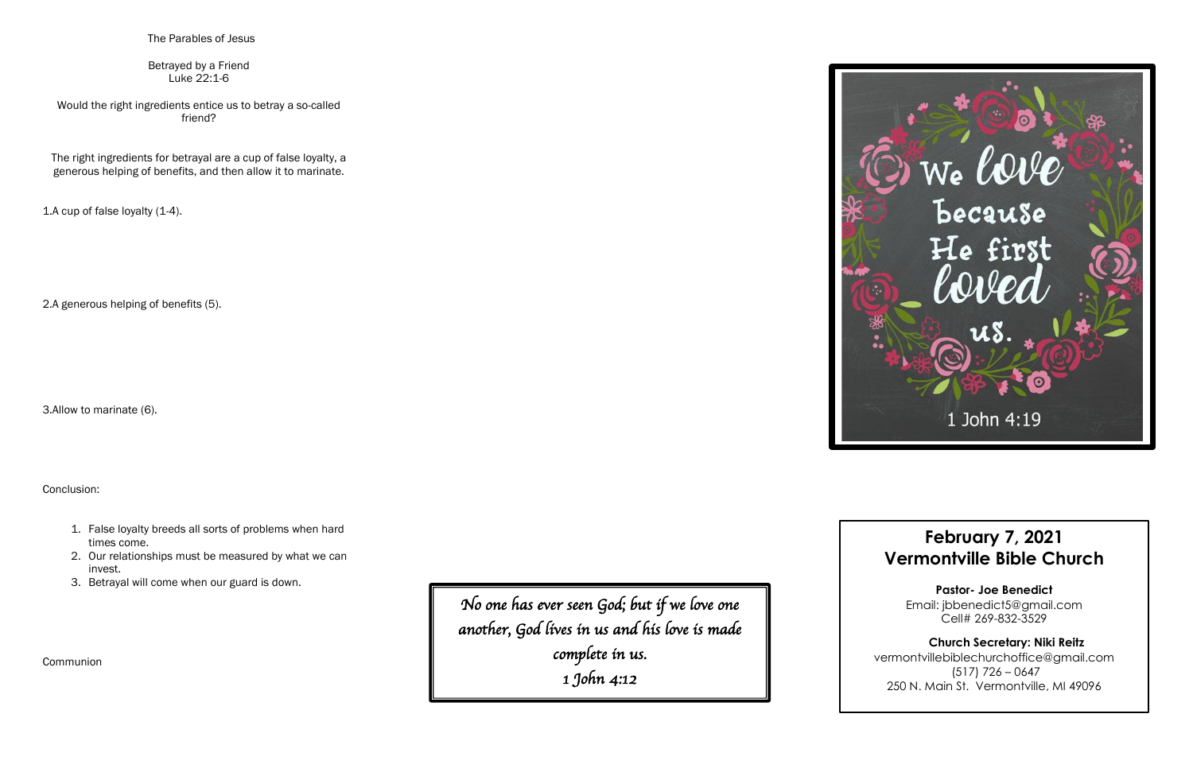The Parables of Jesus

Betrayed by a Friend
Luke 22:1-6

Would the right ingredients entice us to betray a so-called friend?

The right ingredients for betrayal are a cup of false loyalty, a generous helping of benefits, and then allow it to marinate.

1.A cup of false loyalty (1-4).

2.A generous helping of benefits (5).

3.Allow to marinate (6).

Conclusion:

1. False loyalty breeds all sorts of problems when hard times come.
2. Our relationships must be measured by what we can invest.
3. Betrayal will come when our guard is down.

Communion

*No one has ever seen God; but if we love one another, God lives in us and his love is made complete in us.*
*1 John 4:12*

We love because He first loved us.

1 John 4:19

## February 7, 2021
## Vermontville Bible Church

**Pastor- Joe Benedict**
Email: jbbenedict5@gmail.com
Cell# 269-832-3529

**Church Secretary: Niki Reitz**
vermontvillebiblechurchoffice@gmail.com
(517) 726 – 0647
250 N. Main St. Vermontville, MI 49096